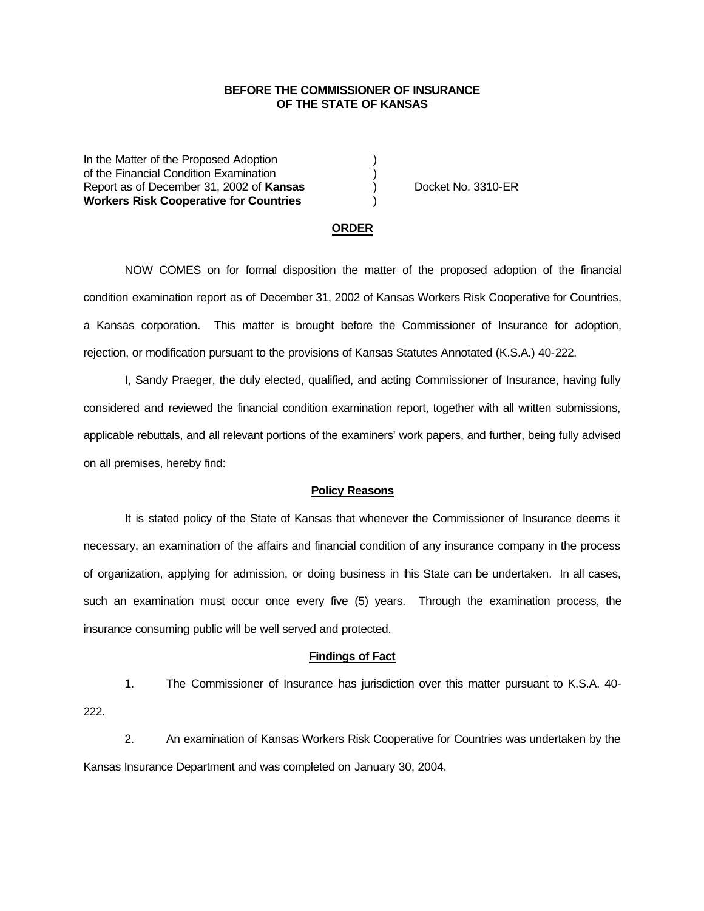**BEFORE THE COMMISSIONER OF INSURANCE**
**OF THE STATE OF KANSAS**

In the Matter of the Proposed Adoption )
of the Financial Condition Examination )
Report as of December 31, 2002 of **Kansas** ) Docket No. 3310-ER
**Workers Risk Cooperative for Countries** )

## ORDER

NOW COMES on for formal disposition the matter of the proposed adoption of the financial condition examination report as of December 31, 2002 of Kansas Workers Risk Cooperative for Countries, a Kansas corporation. This matter is brought before the Commissioner of Insurance for adoption, rejection, or modification pursuant to the provisions of Kansas Statutes Annotated (K.S.A.) 40-222.

I, Sandy Praeger, the duly elected, qualified, and acting Commissioner of Insurance, having fully considered and reviewed the financial condition examination report, together with all written submissions, applicable rebuttals, and all relevant portions of the examiners' work papers, and further, being fully advised on all premises, hereby find:

### Policy Reasons

It is stated policy of the State of Kansas that whenever the Commissioner of Insurance deems it necessary, an examination of the affairs and financial condition of any insurance company in the process of organization, applying for admission, or doing business in this State can be undertaken. In all cases, such an examination must occur once every five (5) years. Through the examination process, the insurance consuming public will be well served and protected.

### Findings of Fact

1. The Commissioner of Insurance has jurisdiction over this matter pursuant to K.S.A. 40-222.

2. An examination of Kansas Workers Risk Cooperative for Countries was undertaken by the Kansas Insurance Department and was completed on January 30, 2004.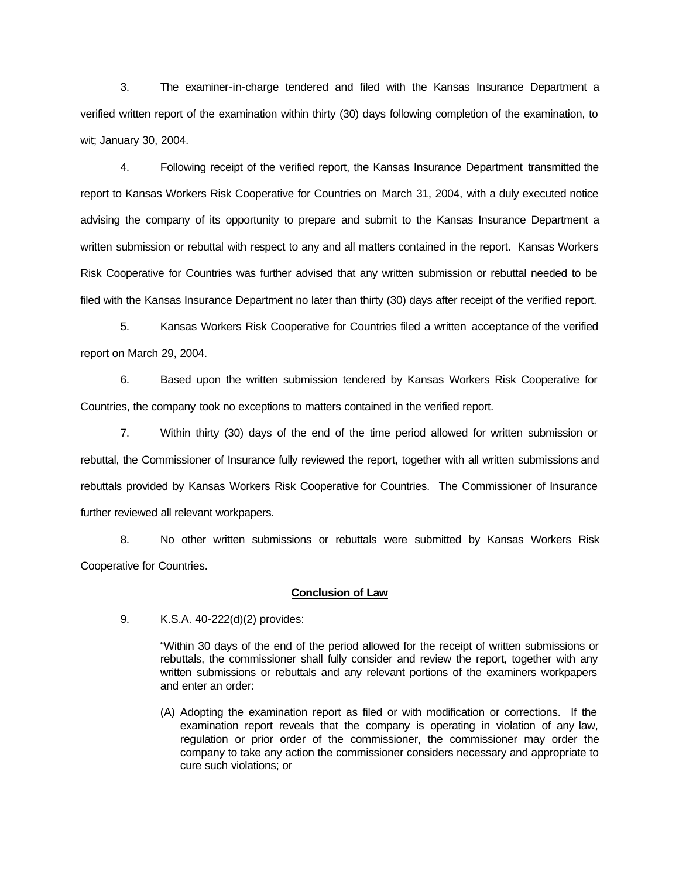3. The examiner-in-charge tendered and filed with the Kansas Insurance Department a verified written report of the examination within thirty (30) days following completion of the examination, to wit; January 30, 2004.

4. Following receipt of the verified report, the Kansas Insurance Department transmitted the report to Kansas Workers Risk Cooperative for Countries on March 31, 2004, with a duly executed notice advising the company of its opportunity to prepare and submit to the Kansas Insurance Department a written submission or rebuttal with respect to any and all matters contained in the report. Kansas Workers Risk Cooperative for Countries was further advised that any written submission or rebuttal needed to be filed with the Kansas Insurance Department no later than thirty (30) days after receipt of the verified report.

5. Kansas Workers Risk Cooperative for Countries filed a written acceptance of the verified report on March 29, 2004.

6. Based upon the written submission tendered by Kansas Workers Risk Cooperative for Countries, the company took no exceptions to matters contained in the verified report.

7. Within thirty (30) days of the end of the time period allowed for written submission or rebuttal, the Commissioner of Insurance fully reviewed the report, together with all written submissions and rebuttals provided by Kansas Workers Risk Cooperative for Countries. The Commissioner of Insurance further reviewed all relevant workpapers.

8. No other written submissions or rebuttals were submitted by Kansas Workers Risk Cooperative for Countries.

## **Conclusion of Law**

9. K.S.A. 40-222(d)(2) provides:

> "Within 30 days of the end of the period allowed for the receipt of written submissions or rebuttals, the commissioner shall fully consider and review the report, together with any written submissions or rebuttals and any relevant portions of the examiners workpapers and enter an order:
>
> (A) Adopting the examination report as filed or with modification or corrections. If the examination report reveals that the company is operating in violation of any law, regulation or prior order of the commissioner, the commissioner may order the company to take any action the commissioner considers necessary and appropriate to cure such violations; or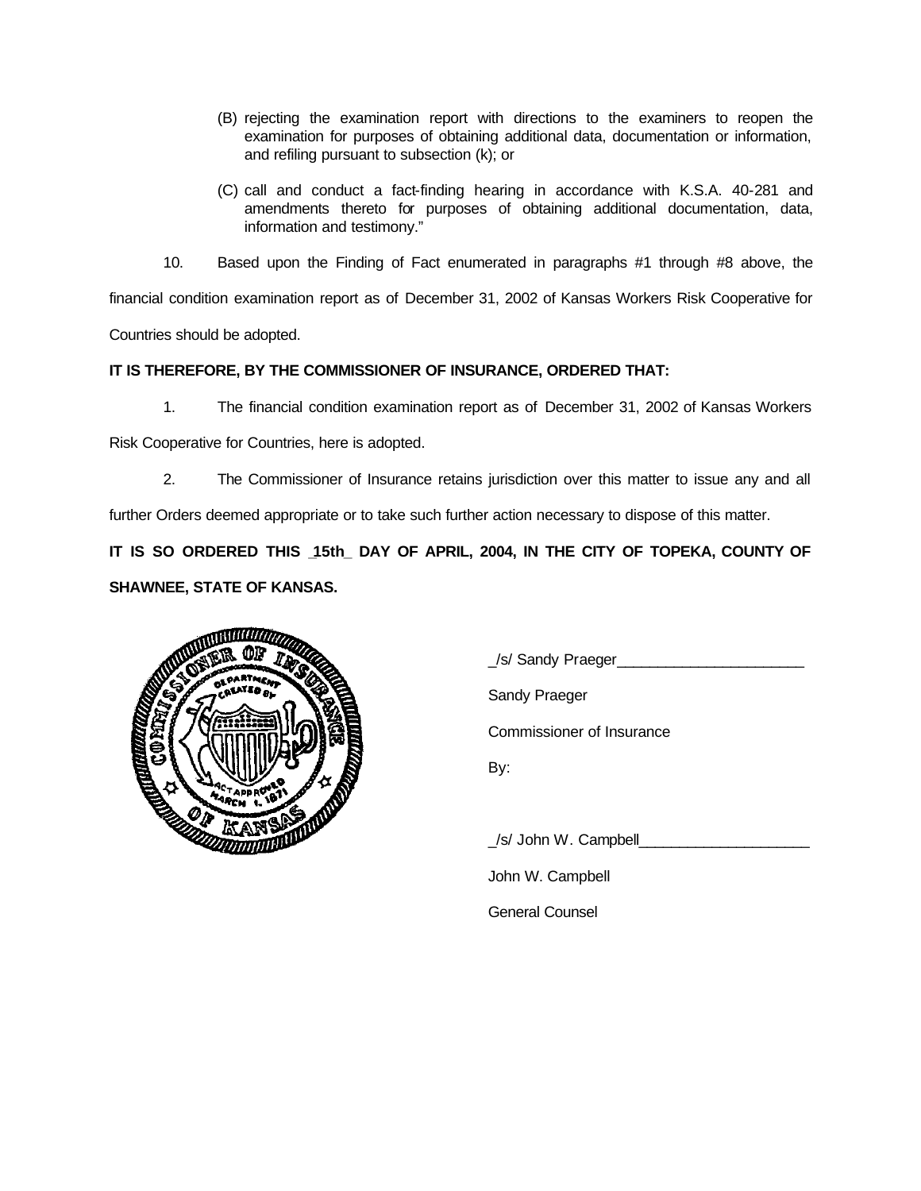(B) rejecting the examination report with directions to the examiners to reopen the examination for purposes of obtaining additional data, documentation or information, and refiling pursuant to subsection (k); or

(C) call and conduct a fact-finding hearing in accordance with K.S.A. 40-281 and amendments thereto for purposes of obtaining additional documentation, data, information and testimony."

10. Based upon the Finding of Fact enumerated in paragraphs #1 through #8 above, the financial condition examination report as of December 31, 2002 of Kansas Workers Risk Cooperative for Countries should be adopted.

**IT IS THEREFORE, BY THE COMMISSIONER OF INSURANCE, ORDERED THAT:**

1. The financial condition examination report as of December 31, 2002 of Kansas Workers Risk Cooperative for Countries, here is adopted.

2. The Commissioner of Insurance retains jurisdiction over this matter to issue any and all further Orders deemed appropriate or to take such further action necessary to dispose of this matter.

**IT IS SO ORDERED THIS _15th_ DAY OF APRIL, 2004, IN THE CITY OF TOPEKA, COUNTY OF SHAWNEE, STATE OF KANSAS.**

_/s/ Sandy Praeger______________________

Sandy Praeger

Commissioner of Insurance

By:

_/s/ John W. Campbell____________________

John W. Campbell

General Counsel